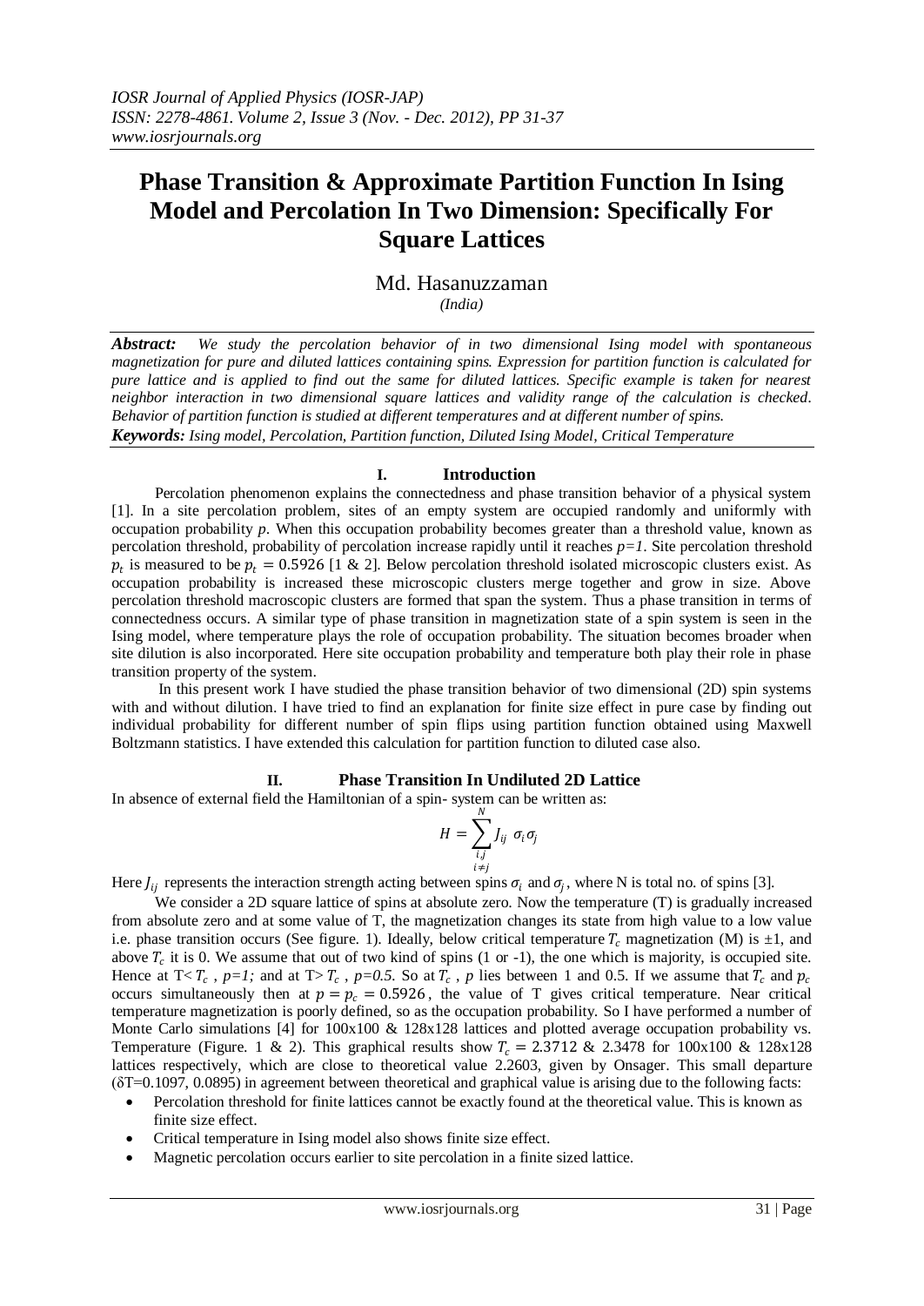# Phase Transition & Approximate Partition Function In Ising Model and Percolation In Two Dimension: Specifically For Square Lattices

Md. Hasanuzzaman

*(India)*

***Abstract:*** *We study the percolation behavior of in two dimensional Ising model with spontaneous magnetization for pure and diluted lattices containing spins. Expression for partition function is calculated for pure lattice and is applied to find out the same for diluted lattices. Specific example is taken for nearest neighbor interaction in two dimensional square lattices and validity range of the calculation is checked. Behavior of partition function is studied at different temperatures and at different number of spins.*

***Keywords:*** *Ising model, Percolation, Partition function, Diluted Ising Model, Critical Temperature*

## I. Introduction

Percolation phenomenon explains the connectedness and phase transition behavior of a physical system [1]. In a site percolation problem, sites of an empty system are occupied randomly and uniformly with occupation probability *p*. When this occupation probability becomes greater than a threshold value, known as percolation threshold, probability of percolation increase rapidly until it reaches *p=1*. Site percolation threshold $p_t$ is measured to be $p_t = 0.5926$ [1 & 2]. Below percolation threshold isolated microscopic clusters exist. As occupation probability is increased these microscopic clusters merge together and grow in size. Above percolation threshold macroscopic clusters are formed that span the system. Thus a phase transition in terms of connectedness occurs. A similar type of phase transition in magnetization state of a spin system is seen in the Ising model, where temperature plays the role of occupation probability. The situation becomes broader when site dilution is also incorporated. Here site occupation probability and temperature both play their role in phase transition property of the system.

In this present work I have studied the phase transition behavior of two dimensional (2D) spin systems with and without dilution. I have tried to find an explanation for finite size effect in pure case by finding out individual probability for different number of spin flips using partition function obtained using Maxwell Boltzmann statistics. I have extended this calculation for partition function to diluted case also.

## II. Phase Transition In Undiluted 2D Lattice

In absence of external field the Hamiltonian of a spin- system can be written as:

$$H = \sum_{\substack{i,j \\ i \neq j}}^{N} J_{ij} \; \sigma_i \sigma_j$$

Here $J_{ij}$ represents the interaction strength acting between spins $\sigma_i$ and $\sigma_j$, where N is total no. of spins [3].

We consider a 2D square lattice of spins at absolute zero. Now the temperature (T) is gradually increased from absolute zero and at some value of T, the magnetization changes its state from high value to a low value i.e. phase transition occurs (See figure. 1). Ideally, below critical temperature $T_c$ magnetization (M) is ±1, and above $T_c$ it is 0. We assume that out of two kind of spins (1 or -1), the one which is majority, is occupied site. Hence at $T< T_c$ , *p=1;* and at $T> T_c$ , *p=0.5.* So at $T_c$ , *p* lies between 1 and 0.5. If we assume that $T_c$ and $p_c$ occurs simultaneously then at $p = p_c = 0.5926$, the value of T gives critical temperature. Near critical temperature magnetization is poorly defined, so as the occupation probability. So I have performed a number of Monte Carlo simulations [4] for 100x100 & 128x128 lattices and plotted average occupation probability vs. Temperature (Figure. 1 & 2). This graphical results show $T_c = 2.3712$ & 2.3478 for 100x100 & 128x128 lattices respectively, which are close to theoretical value 2.2603, given by Onsager. This small departure ($\delta$T=0.1097, 0.0895) in agreement between theoretical and graphical value is arising due to the following facts:

- Percolation threshold for finite lattices cannot be exactly found at the theoretical value. This is known as finite size effect.
- Critical temperature in Ising model also shows finite size effect.
- Magnetic percolation occurs earlier to site percolation in a finite sized lattice.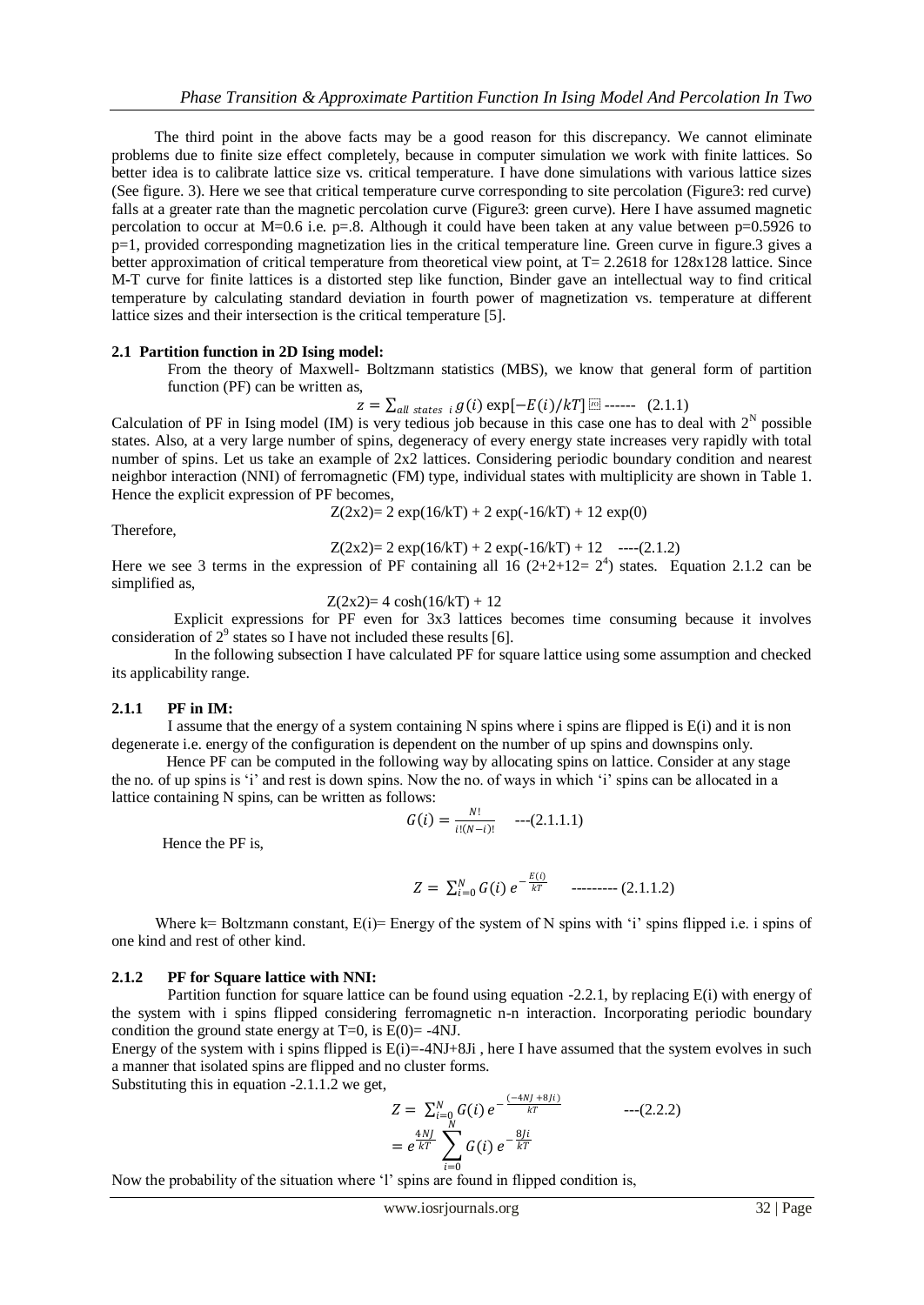The third point in the above facts may be a good reason for this discrepancy. We cannot eliminate problems due to finite size effect completely, because in computer simulation we work with finite lattices. So better idea is to calibrate lattice size vs. critical temperature. I have done simulations with various lattice sizes (See figure. 3). Here we see that critical temperature curve corresponding to site percolation (Figure3: red curve) falls at a greater rate than the magnetic percolation curve (Figure3: green curve). Here I have assumed magnetic percolation to occur at M=0.6 i.e. p=.8. Although it could have been taken at any value between p=0.5926 to p=1, provided corresponding magnetization lies in the critical temperature line. Green curve in figure.3 gives a better approximation of critical temperature from theoretical view point, at T= 2.2618 for 128x128 lattice. Since M-T curve for finite lattices is a distorted step like function, Binder gave an intellectual way to find critical temperature by calculating standard deviation in fourth power of magnetization vs. temperature at different lattice sizes and their intersection is the critical temperature [5].

### 2.1 Partition function in 2D Ising model:

From the theory of Maxwell- Boltzmann statistics (MBS), we know that general form of partition function (PF) can be written as,

$$z = \sum_{all\ states\ i} g(i) \exp[-E(i)/kT] \quad \text{------} \quad (2.1.1)$$

Calculation of PF in Ising model (IM) is very tedious job because in this case one has to deal with $2^N$ possible states. Also, at a very large number of spins, degeneracy of every energy state increases very rapidly with total number of spins. Let us take an example of 2x2 lattices. Considering periodic boundary condition and nearest neighbor interaction (NNI) of ferromagnetic (FM) type, individual states with multiplicity are shown in Table 1. Hence the explicit expression of PF becomes,

$$Z(2x2) = 2\exp(16/kT) + 2\exp(-16/kT) + 12\exp(0)$$

Therefore,

$$Z(2x2) = 2\exp(16/kT) + 2\exp(-16/kT) + 12 \quad \text{----}(2.1.2)$$

Here we see 3 terms in the expression of PF containing all 16 ($2+2+12= 2^4$) states. Equation 2.1.2 can be simplified as,

$$Z(2x2) = 4\cosh(16/kT) + 12$$

Explicit expressions for PF even for 3x3 lattices becomes time consuming because it involves consideration of $2^9$ states so I have not included these results [6].

In the following subsection I have calculated PF for square lattice using some assumption and checked its applicability range.

#### 2.1.1 PF in IM:

I assume that the energy of a system containing N spins where i spins are flipped is E(i) and it is non degenerate i.e. energy of the configuration is dependent on the number of up spins and downspins only.

Hence PF can be computed in the following way by allocating spins on lattice. Consider at any stage the no. of up spins is 'i' and rest is down spins. Now the no. of ways in which 'i' spins can be allocated in a lattice containing N spins, can be written as follows:

$$G(i) = \frac{N!}{i!(N-i)!} \quad \text{---}(2.1.1.1)$$

Hence the PF is,

$$Z = \sum_{i=0}^{N} G(i)\, e^{-\frac{E(i)}{kT}} \quad \text{---------}\ (2.1.1.2)$$

Where k= Boltzmann constant, E(i)= Energy of the system of N spins with 'i' spins flipped i.e. i spins of one kind and rest of other kind.

#### 2.1.2 PF for Square lattice with NNI:

Partition function for square lattice can be found using equation -2.2.1, by replacing E(i) with energy of the system with i spins flipped considering ferromagnetic n-n interaction. Incorporating periodic boundary condition the ground state energy at T=0, is E(0)= -4NJ.

Energy of the system with i spins flipped is E(i)=-4NJ+8Ji , here I have assumed that the system evolves in such a manner that isolated spins are flipped and no cluster forms.

Substituting this in equation -2.1.1.2 we get,

$$Z = \sum_{i=0}^{N} G(i)\, e^{-\frac{(-4NJ+8Ji)}{kT}} \quad \text{---}(2.2.2)$$

$$= e^{\frac{4NJ}{kT}} \sum_{i=0}^{N} G(i)\, e^{-\frac{8Ji}{kT}}$$

Now the probability of the situation where 'l' spins are found in flipped condition is,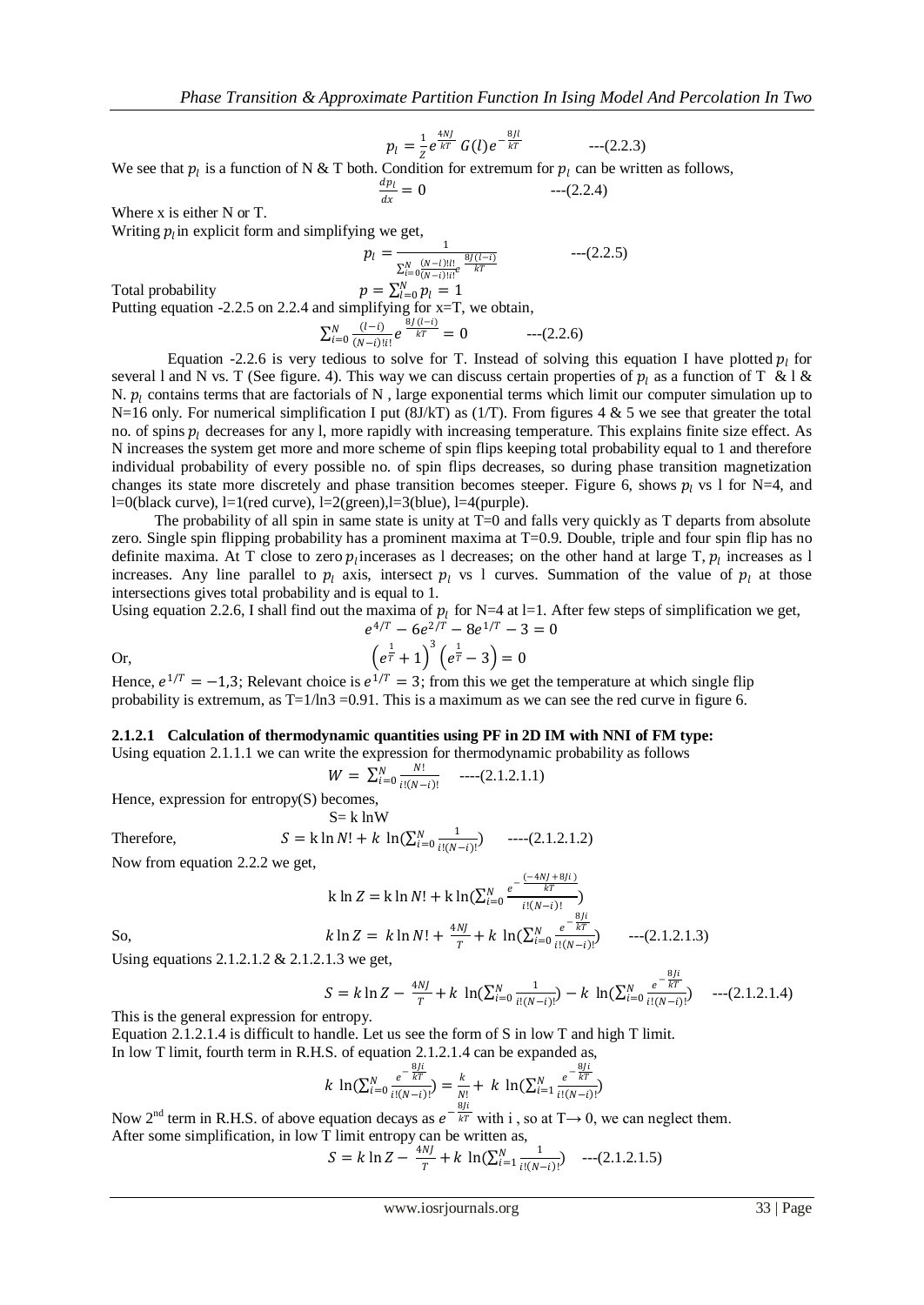$$p_l = \frac{1}{Z} e^{\frac{4NJ}{kT}} G(l) e^{-\frac{8Jl}{kT}} \qquad \text{---(2.2.3)}$$

We see that $p_l$ is a function of N & T both. Condition for extremum for $p_l$ can be written as follows,

$$\frac{dp_l}{dx} = 0 \qquad \text{---(2.2.4)}$$

Where x is either N or T.

Writing $p_l$ in explicit form and simplifying we get,

$$p_l = \frac{1}{\sum_{i=0}^{N} \frac{(N-l)!l!}{(N-i)!i!} e^{\frac{8J(l-i)}{kT}}} \qquad \text{---(2.2.5)}$$

Total probability $\qquad p = \sum_{l=0}^{N} p_l = 1$

Putting equation -2.2.5 on 2.2.4 and simplifying for x=T, we obtain,

$$\sum_{i=0}^{N} \frac{(l-i)}{(N-i)!i!} e^{\frac{8J(l-i)}{kT}} = 0 \qquad \text{---(2.2.6)}$$

Equation -2.2.6 is very tedious to solve for T. Instead of solving this equation I have plotted $p_l$ for several l and N vs. T (See figure. 4). This way we can discuss certain properties of $p_l$ as a function of T & l & N. $p_l$ contains terms that are factorials of N , large exponential terms which limit our computer simulation up to N=16 only. For numerical simplification I put (8J/kT) as (1/T). From figures 4 & 5 we see that greater the total no. of spins $p_l$ decreases for any l, more rapidly with increasing temperature. This explains finite size effect. As N increases the system get more and more scheme of spin flips keeping total probability equal to 1 and therefore individual probability of every possible no. of spin flips decreases, so during phase transition magnetization changes its state more discretely and phase transition becomes steeper. Figure 6, shows $p_l$ vs l for N=4, and l=0(black curve), l=1(red curve), l=2(green),l=3(blue), l=4(purple).

The probability of all spin in same state is unity at T=0 and falls very quickly as T departs from absolute zero. Single spin flipping probability has a prominent maxima at T=0.9. Double, triple and four spin flip has no definite maxima. At T close to zero $p_l$ incerases as l decreases; on the other hand at large T, $p_l$ increases as l increases. Any line parallel to $p_l$ axis, intersect $p_l$ vs l curves. Summation of the value of $p_l$ at those intersections gives total probability and is equal to 1.

Using equation 2.2.6, I shall find out the maxima of $p_l$ for N=4 at l=1. After few steps of simplification we get,

$$e^{4/T} - 6e^{2/T} - 8e^{1/T} - 3 = 0$$

Or,

$$\left(e^{\frac{1}{T}} + 1\right)^3 \left(e^{\frac{1}{T}} - 3\right) = 0$$

Hence, $e^{1/T} = -1,3$; Relevant choice is $e^{1/T} = 3$; from this we get the temperature at which single flip probability is extremum, as T=1/ln3 =0.91. This is a maximum as we can see the red curve in figure 6.

#### 2.1.2.1 Calculation of thermodynamic quantities using PF in 2D IM with NNI of FM type:

Using equation 2.1.1.1 we can write the expression for thermodynamic probability as follows

$$W = \sum_{i=0}^{N} \frac{N!}{i!(N-i)!} \qquad \text{----(2.1.2.1.1)}$$

Hence, expression for entropy(S) becomes,

$$S = k \ln W$$

Therefore,

$$S = k \ln N! + k \ln\left(\sum_{i=0}^{N} \frac{1}{i!(N-i)!}\right) \qquad \text{----(2.1.2.1.2)}$$

Now from equation 2.2.2 we get,

$$k \ln Z = k \ln N! + k \ln\left(\sum_{i=0}^{N} \frac{e^{-\frac{(-4NJ+8Ji)}{kT}}}{i!(N-i)!}\right)$$

So,

$$k \ln Z = k \ln N! + \frac{4NJ}{T} + k \ln\left(\sum_{i=0}^{N} \frac{e^{-\frac{8Ji}{kT}}}{i!(N-i)!}\right) \qquad \text{---(2.1.2.1.3)}$$

Using equations 2.1.2.1.2 & 2.1.2.1.3 we get,

$$S = k \ln Z - \frac{4NJ}{T} + k \ln\left(\sum_{i=0}^{N} \frac{1}{i!(N-i)!}\right) - k \ln\left(\sum_{i=0}^{N} \frac{e^{-\frac{8Ji}{kT}}}{i!(N-i)!}\right) \qquad \text{---(2.1.2.1.4)}$$

This is the general expression for entropy.

Equation 2.1.2.1.4 is difficult to handle. Let us see the form of S in low T and high T limit.

In low T limit, fourth term in R.H.S. of equation 2.1.2.1.4 can be expanded as,

$$k \ln\left(\sum_{i=0}^{N} \frac{e^{-\frac{8Ji}{kT}}}{i!(N-i)!}\right) = \frac{k}{N!} + k \ln\left(\sum_{i=1}^{N} \frac{e^{-\frac{8Ji}{kT}}}{i!(N-i)!}\right)$$

Now 2nd term in R.H.S. of above equation decays as $e^{-\frac{8Ji}{kT}}$ with i , so at T→ 0, we can neglect them.

After some simplification, in low T limit entropy can be written as,

$$S = k \ln Z - \frac{4NJ}{T} + k \ln\left(\sum_{i=1}^{N} \frac{1}{i!(N-i)!}\right) \qquad \text{---(2.1.2.1.5)}$$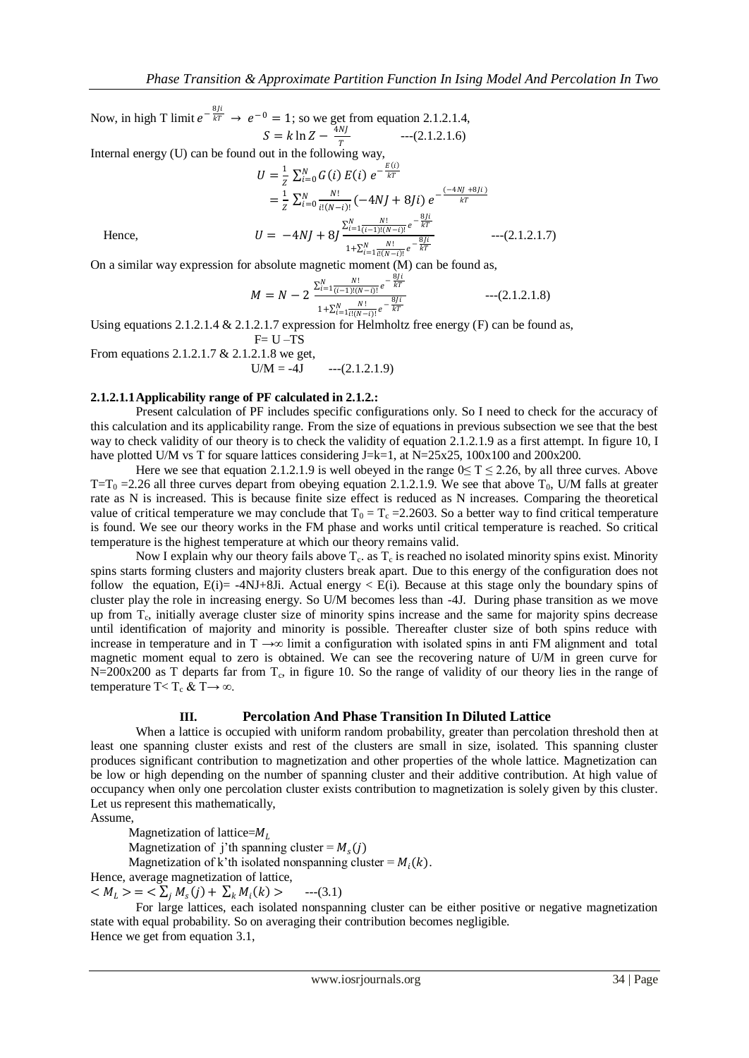Now, in high T limit $e^{-\frac{8Ji}{kT}} \rightarrow e^{-0} = 1$; so we get from equation 2.1.2.1.4,

$$S = k \ln Z - \frac{4NJ}{T} \qquad \text{---(2.1.2.1.6)}$$

Internal energy (U) can be found out in the following way,

$$U = \frac{1}{Z}\sum_{i=0}^{N} G(i)\, E(i)\, e^{-\frac{E(i)}{kT}}$$

$$= \frac{1}{Z}\sum_{i=0}^{N} \frac{N!}{i!(N-i)!}(-4NJ + 8Ji)\, e^{-\frac{(-4NJ+8Ji)}{kT}}$$

Hence,

$$U = -4NJ + 8J\,\frac{\sum_{i=1}^{N}\frac{N!}{(i-1)!(N-i)!}e^{-\frac{8Ji}{kT}}}{1+\sum_{i=1}^{N}\frac{N!}{i!(N-i)!}e^{-\frac{8Ji}{kT}}} \qquad \text{---(2.1.2.1.7)}$$

On a similar way expression for absolute magnetic moment (M) can be found as,

$$M = N - 2\,\frac{\sum_{i=1}^{N}\frac{N!}{(i-1)!(N-i)!}e^{-\frac{8Ji}{kT}}}{1+\sum_{i=1}^{N}\frac{N!}{i!(N-i)!}e^{-\frac{8Ji}{kT}}} \qquad \text{---(2.1.2.1.8)}$$

Using equations 2.1.2.1.4 & 2.1.2.1.7 expression for Helmholtz free energy (F) can be found as,

$$F = U - TS$$

From equations 2.1.2.1.7 & 2.1.2.1.8 we get,

$$U/M = -4J \qquad \text{---(2.1.2.1.9)}$$

#### 2.1.2.1.1 Applicability range of PF calculated in 2.1.2.:

Present calculation of PF includes specific configurations only. So I need to check for the accuracy of this calculation and its applicability range. From the size of equations in previous subsection we see that the best way to check validity of our theory is to check the validity of equation 2.1.2.1.9 as a first attempt. In figure 10, I have plotted U/M vs T for square lattices considering J=k=1, at N=25x25, 100x100 and 200x200.

Here we see that equation 2.1.2.1.9 is well obeyed in the range $0 \le T \le 2.26$, by all three curves. Above $T=T_0=2.26$ all three curves depart from obeying equation 2.1.2.1.9. We see that above $T_0$, U/M falls at greater rate as N is increased. This is because finite size effect is reduced as N increases. Comparing the theoretical value of critical temperature we may conclude that $T_0 = T_c = 2.2603$. So a better way to find critical temperature is found. We see our theory works in the FM phase and works until critical temperature is reached. So critical temperature is the highest temperature at which our theory remains valid.

Now I explain why our theory fails above $T_c$. as $T_c$ is reached no isolated minority spins exist. Minority spins starts forming clusters and majority clusters break apart. Due to this energy of the configuration does not follow the equation, $E(i) = -4NJ+8Ji$. Actual energy $< E(i)$. Because at this stage only the boundary spins of cluster play the role in increasing energy. So U/M becomes less than -4J. During phase transition as we move up from $T_c$, initially average cluster size of minority spins increase and the same for majority spins decrease until identification of majority and minority is possible. Thereafter cluster size of both spins reduce with increase in temperature and in $T \rightarrow \infty$ limit a configuration with isolated spins in anti FM alignment and total magnetic moment equal to zero is obtained. We can see the recovering nature of U/M in green curve for N=200x200 as T departs far from $T_c$, in figure 10. So the range of validity of our theory lies in the range of temperature $T < T_c$ & $T \rightarrow \infty$.

## III. Percolation And Phase Transition In Diluted Lattice

When a lattice is occupied with uniform random probability, greater than percolation threshold then at least one spanning cluster exists and rest of the clusters are small in size, isolated. This spanning cluster produces significant contribution to magnetization and other properties of the whole lattice. Magnetization can be low or high depending on the number of spanning cluster and their additive contribution. At high value of occupancy when only one percolation cluster exists contribution to magnetization is solely given by this cluster. Let us represent this mathematically,

Assume,

Magnetization of lattice=$M_L$

Magnetization of j'th spanning cluster = $M_s(j)$

Magnetization of k'th isolated nonspanning cluster = $M_i(k)$.

Hence, average magnetization of lattice,

$$< M_L > = < \sum_j M_s(j) + \sum_k M_i(k) > \qquad \text{---(3.1)}$$

For large lattices, each isolated nonspanning cluster can be either positive or negative magnetization state with equal probability. So on averaging their contribution becomes negligible.

Hence we get from equation 3.1,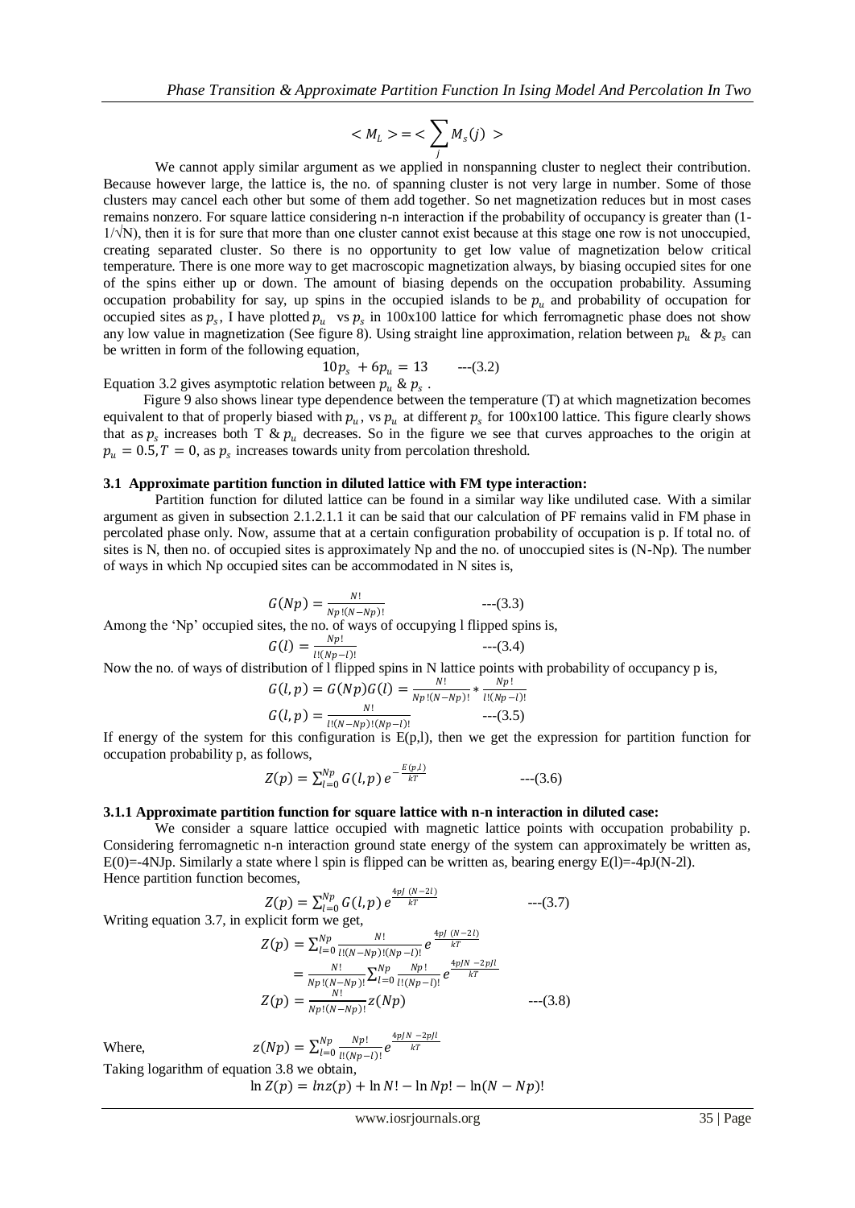$$< M_L > = < \sum_j M_s(j) >$$

We cannot apply similar argument as we applied in nonspanning cluster to neglect their contribution. Because however large, the lattice is, the no. of spanning cluster is not very large in number. Some of those clusters may cancel each other but some of them add together. So net magnetization reduces but in most cases remains nonzero. For square lattice considering n-n interaction if the probability of occupancy is greater than (1-1/√N), then it is for sure that more than one cluster cannot exist because at this stage one row is not unoccupied, creating separated cluster. So there is no opportunity to get low value of magnetization below critical temperature. There is one more way to get macroscopic magnetization always, by biasing occupied sites for one of the spins either up or down. The amount of biasing depends on the occupation probability. Assuming occupation probability for say, up spins in the occupied islands to be $p_u$ and probability of occupation for occupied sites as $p_s$, I have plotted $p_u$ vs $p_s$ in 100x100 lattice for which ferromagnetic phase does not show any low value in magnetization (See figure 8). Using straight line approximation, relation between $p_u$ & $p_s$ can be written in form of the following equation,

$$10p_s + 6p_u = 13 \qquad \text{---(3.2)}$$

Equation 3.2 gives asymptotic relation between $p_u$ & $p_s$.

Figure 9 also shows linear type dependence between the temperature (T) at which magnetization becomes equivalent to that of properly biased with $p_u$, vs $p_u$ at different $p_s$ for 100x100 lattice. This figure clearly shows that as $p_s$ increases both T & $p_u$ decreases. So in the figure we see that curves approaches to the origin at $p_u = 0.5, T = 0$, as $p_s$ increases towards unity from percolation threshold.

### 3.1 Approximate partition function in diluted lattice with FM type interaction:

Partition function for diluted lattice can be found in a similar way like undiluted case. With a similar argument as given in subsection 2.1.2.1.1 it can be said that our calculation of PF remains valid in FM phase in percolated phase only. Now, assume that at a certain configuration probability of occupation is p. If total no. of sites is N, then no. of occupied sites is approximately Np and the no. of unoccupied sites is (N-Np). The number of ways in which Np occupied sites can be accommodated in N sites is,

$$G(Np) = \frac{N!}{Np!(N-Np)!} \qquad \text{---(3.3)}$$

Among the 'Np' occupied sites, the no. of ways of occupying l flipped spins is,

$$G(l) = \frac{Np!}{l!(Np-l)!} \qquad \text{---(3.4)}$$

Now the no. of ways of distribution of l flipped spins in N lattice points with probability of occupancy p is,

$$G(l,p) = G(Np)G(l) = \frac{N!}{Np!(N-Np)!} * \frac{Np!}{l!(Np-l)!}$$

$$G(l,p) = \frac{N!}{l!(N-Np)!(Np-l)!} \qquad \text{---(3.5)}$$

If energy of the system for this configuration is E(p,l), then we get the expression for partition function for occupation probability p, as follows,

$$Z(p) = \sum_{l=0}^{Np} G(l,p)\, e^{-\frac{E(p,l)}{kT}} \qquad \text{---(3.6)}$$

#### 3.1.1 Approximate partition function for square lattice with n-n interaction in diluted case:

We consider a square lattice occupied with magnetic lattice points with occupation probability p. Considering ferromagnetic n-n interaction ground state energy of the system can approximately be written as, E(0)=-4NJp. Similarly a state where l spin is flipped can be written as, bearing energy E(l)=-4pJ(N-2l). Hence partition function becomes,

$$Z(p) = \sum_{l=0}^{Np} G(l,p)\, e^{\frac{4pJ\,(N-2l)}{kT}} \qquad \text{---(3.7)}$$

Writing equation 3.7, in explicit form we get,

$$Z(p) = \sum_{l=0}^{Np} \frac{N!}{l!(N-Np)!(Np-l)!}\, e^{\frac{4pJ\,(N-2l)}{kT}}$$

$$= \frac{N!}{Np!(N-Np)!} \sum_{l=0}^{Np} \frac{Np!}{l!(Np-l)!}\, e^{\frac{4pJN\,-2pJl}{kT}}$$

$$Z(p) = \frac{N!}{Np!(N-Np)!} z(Np) \qquad \text{---(3.8)}$$

Where, $\quad z(Np) = \sum_{l=0}^{Np} \frac{Np!}{l!(Np-l)!} e^{\frac{4pJN\,-2pJl}{kT}}$

Taking logarithm of equation 3.8 we obtain,

$$\ln Z(p) = \ln z(p) + \ln N! - \ln Np! - \ln(N-Np)!$$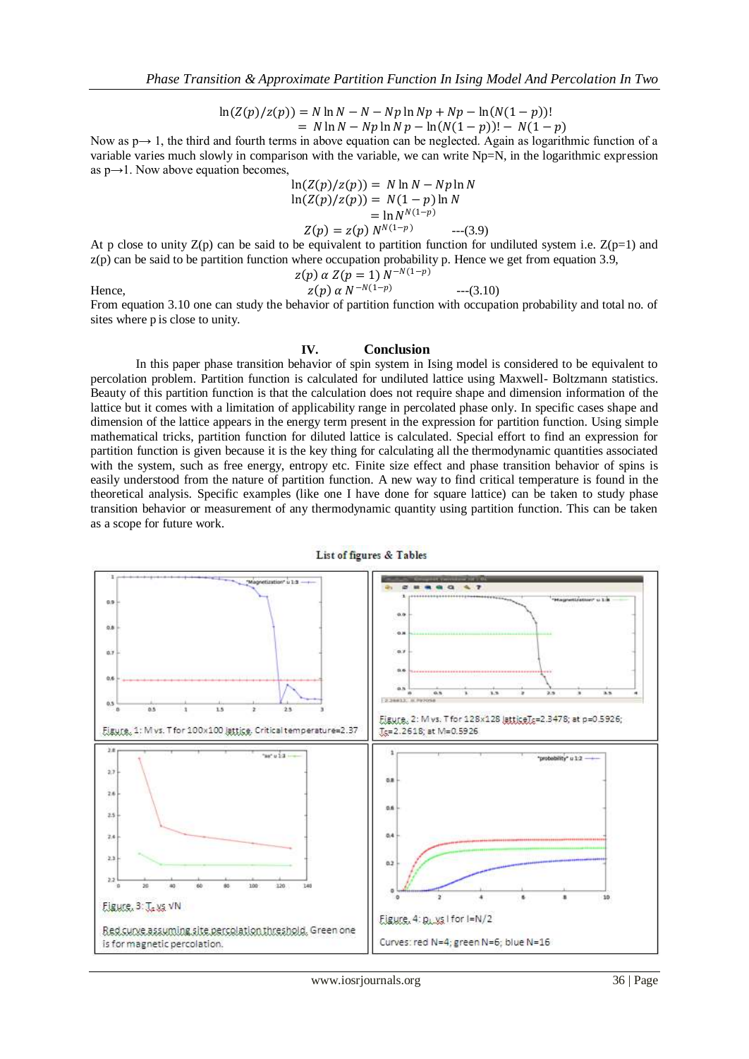$$\ln(Z(p)/z(p)) = N\ln N - N - Np\ln Np + Np - \ln(N(1-p))!$$
$$= N\ln N - Np\ln Np - \ln(N(1-p))! - N(1-p)$$

Now as p→ 1, the third and fourth terms in above equation can be neglected. Again as logarithmic function of a variable varies much slowly in comparison with the variable, we can write Np=N, in the logarithmic expression as p→1. Now above equation becomes,

$$\ln(Z(p)/z(p)) = N\ln N - Np\ln N$$
$$\ln(Z(p)/z(p)) = N(1-p)\ln N$$
$$= \ln N^{N(1-p)}$$
$$Z(p) = z(p)\, N^{N(1-p)} \qquad \text{---(3.9)}$$

At p close to unity Z(p) can be said to be equivalent to partition function for undiluted system i.e. Z(p=1) and z(p) can be said to be partition function where occupation probability p. Hence we get from equation 3.9,

$$z(p)\ \alpha\ Z(p=1)\, N^{-N(1-p)}$$

Hence,

$$z(p)\ \alpha\ N^{-N(1-p)} \qquad \text{---(3.10)}$$

From equation 3.10 one can study the behavior of partition function with occupation probability and total no. of sites where p is close to unity.

## IV. Conclusion

In this paper phase transition behavior of spin system in Ising model is considered to be equivalent to percolation problem. Partition function is calculated for undiluted lattice using Maxwell- Boltzmann statistics. Beauty of this partition function is that the calculation does not require shape and dimension information of the lattice but it comes with a limitation of applicability range in percolated phase only. In specific cases shape and dimension of the lattice appears in the energy term present in the expression for partition function. Using simple mathematical tricks, partition function for diluted lattice is calculated. Special effort to find an expression for partition function is given because it is the key thing for calculating all the thermodynamic quantities associated with the system, such as free energy, entropy etc. Finite size effect and phase transition behavior of spins is easily understood from the nature of partition function. A new way to find critical temperature is found in the theoretical analysis. Specific examples (like one I have done for square lattice) can be taken to study phase transition behavior or measurement of any thermodynamic quantity using partition function. This can be taken as a scope for future work.

**List of figures & Tables**

Figure. 1: M vs. T for 100x100 lattice. Critical temperature=2.37

Figure. 2: M vs. T for 128x128 lattice $T_c$=2.3478; at p=0.5926; $T_c$=2.2618; at M=0.5926

Figure. 3: $T_c$ vs √N

Red curve assuming site percolation threshold. Green one is for magnetic percolation.

Figure. 4: $p_c$ vs l for l=N/2

Curves: red N=4; green N=6; blue N=16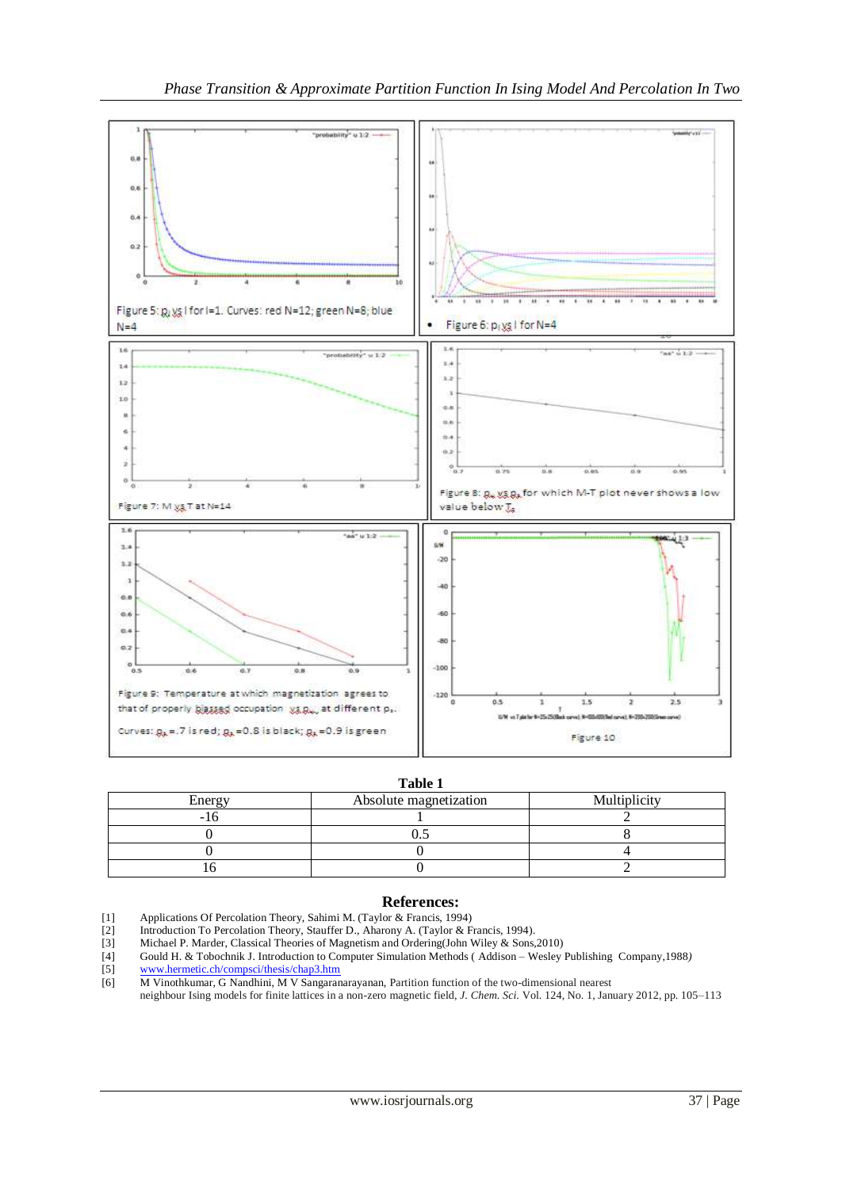Figure 5: $p_i$ vs I for I=1. Curves: red N=12; green N=8; blue N=4

Figure 6: $p_i$ vs I for N=4

Figure 7: M vs T at N=14

Figure 8: $p_{\infty}$ vs $p_s$ for which M-T plot never shows a low value below $T_c$

Figure 9: Temperature at which magnetization agrees to that of properly biassed occupation vs $p_{\infty}$ at different $p_s$. Curves: $p_s$=.7 is red; $p_s$=0.8 is black; $p_s$=0.9 is green

Figure 10

**Table 1**

| Energy | Absolute magnetization | Multiplicity |
|---|---|---|
| -16 | 1 | 2 |
| 0 | 0.5 | 8 |
| 0 | 0 | 4 |
| 16 | 0 | 2 |

## References:

[1] Applications Of Percolation Theory, Sahimi M. (Taylor & Francis, 1994)
[2] Introduction To Percolation Theory, Stauffer D., Aharony A. (Taylor & Francis, 1994).
[3] Michael P. Marder, Classical Theories of Magnetism and Ordering(John Wiley & Sons,2010)
[4] Gould H. & Tobochnik J. Introduction to Computer Simulation Methods ( Addison – Wesley Publishing Company,1988)
[5] www.hermetic.ch/compsci/thesis/chap3.htm
[6] M Vinothkumar, G Nandhini, M V Sangaranarayanan, Partition function of the two-dimensional nearest neighbour Ising models for finite lattices in a non-zero magnetic field, *J. Chem. Sci.* Vol. 124, No. 1, January 2012, pp. 105–113